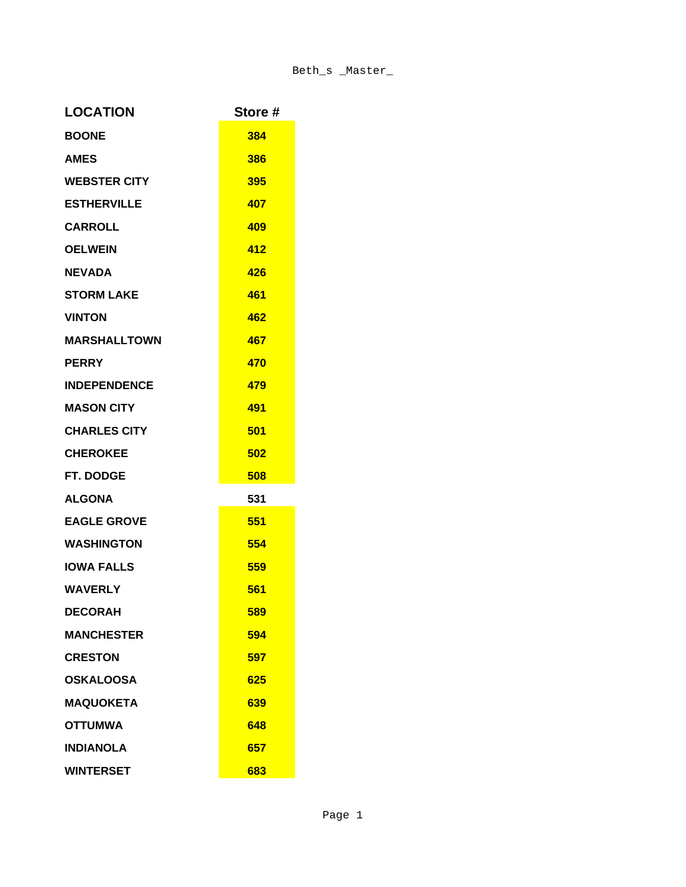| LOCATION | Store # |
|---|---|
| BOONE | 384 |
| AMES | 386 |
| WEBSTER CITY | 395 |
| ESTHERVILLE | 407 |
| CARROLL | 409 |
| OELWEIN | 412 |
| NEVADA | 426 |
| STORM LAKE | 461 |
| VINTON | 462 |
| MARSHALLTOWN | 467 |
| PERRY | 470 |
| INDEPENDENCE | 479 |
| MASON CITY | 491 |
| CHARLES CITY | 501 |
| CHEROKEE | 502 |
| FT. DODGE | 508 |
| ALGONA | 531 |
| EAGLE GROVE | 551 |
| WASHINGTON | 554 |
| IOWA FALLS | 559 |
| WAVERLY | 561 |
| DECORAH | 589 |
| MANCHESTER | 594 |
| CRESTON | 597 |
| OSKALOOSA | 625 |
| MAQUOKETA | 639 |
| OTTUMWA | 648 |
| INDIANOLA | 657 |
| WINTERSET | 683 |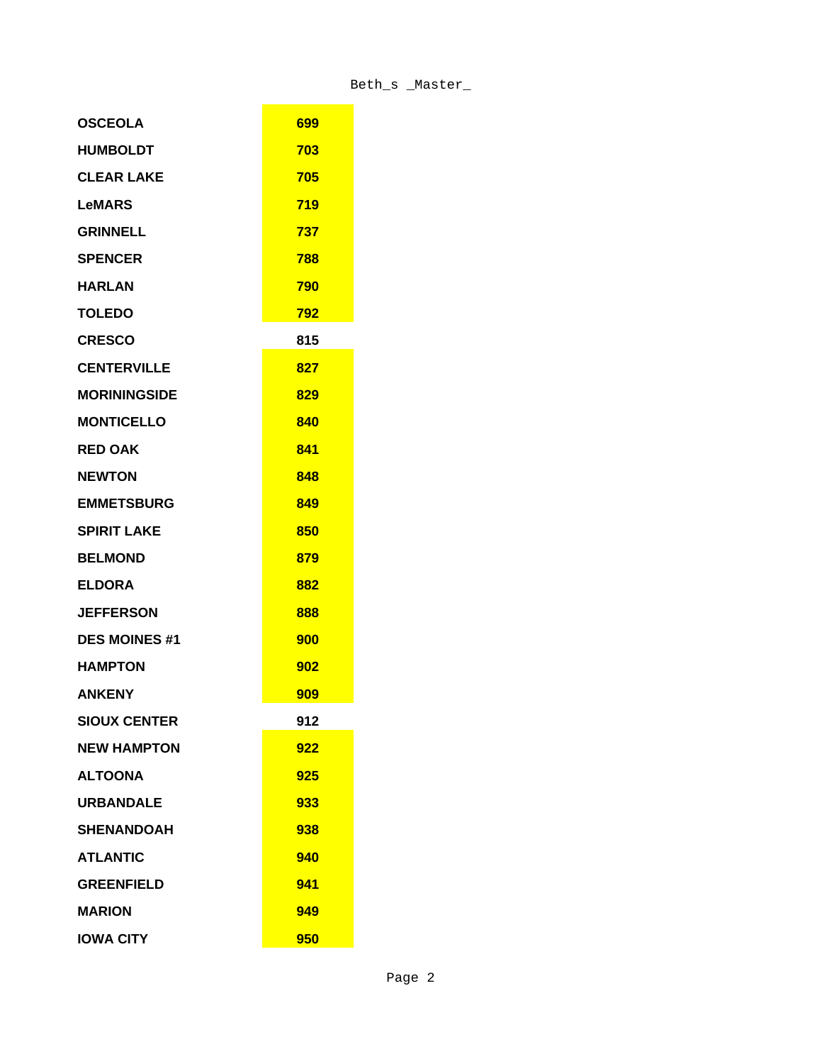| | |
|---|---|
| OSCEOLA | 699 |
| HUMBOLDT | 703 |
| CLEAR LAKE | 705 |
| LeMARS | 719 |
| GRINNELL | 737 |
| SPENCER | 788 |
| HARLAN | 790 |
| TOLEDO | 792 |
| CRESCO | 815 |
| CENTERVILLE | 827 |
| MORININGSIDE | 829 |
| MONTICELLO | 840 |
| RED OAK | 841 |
| NEWTON | 848 |
| EMMETSBURG | 849 |
| SPIRIT LAKE | 850 |
| BELMOND | 879 |
| ELDORA | 882 |
| JEFFERSON | 888 |
| DES MOINES #1 | 900 |
| HAMPTON | 902 |
| ANKENY | 909 |
| SIOUX CENTER | 912 |
| NEW HAMPTON | 922 |
| ALTOONA | 925 |
| URBANDALE | 933 |
| SHENANDOAH | 938 |
| ATLANTIC | 940 |
| GREENFIELD | 941 |
| MARION | 949 |
| IOWA CITY | 950 |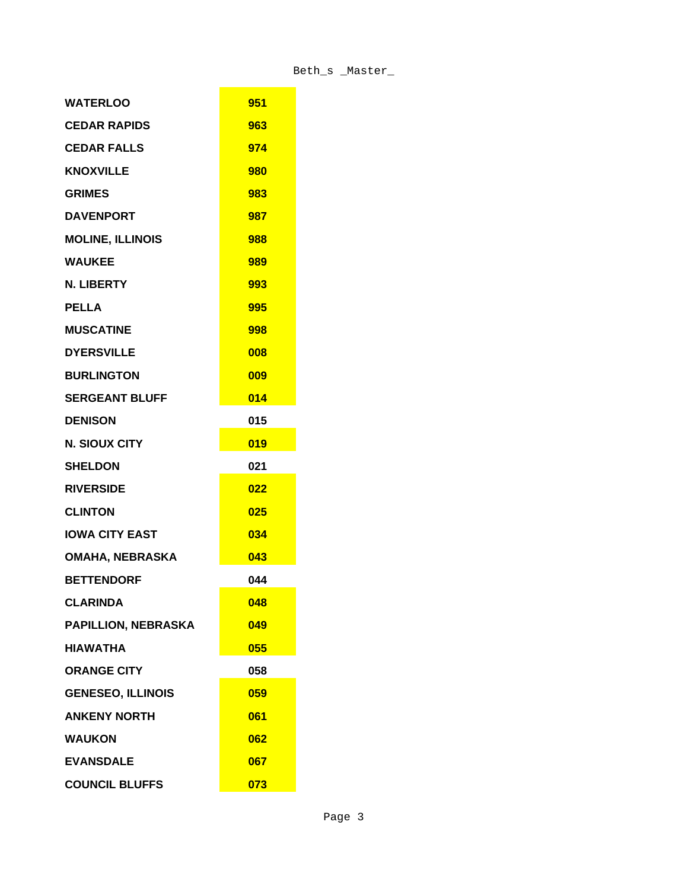| | |
|---|---|
| **WATERLOO** | **951** |
| **CEDAR RAPIDS** | **963** |
| **CEDAR FALLS** | **974** |
| **KNOXVILLE** | **980** |
| **GRIMES** | **983** |
| **DAVENPORT** | **987** |
| **MOLINE, ILLINOIS** | **988** |
| **WAUKEE** | **989** |
| **N. LIBERTY** | **993** |
| **PELLA** | **995** |
| **MUSCATINE** | **998** |
| **DYERSVILLE** | **008** |
| **BURLINGTON** | **009** |
| **SERGEANT BLUFF** | **014** |
| **DENISON** | **015** |
| **N. SIOUX CITY** | **019** |
| **SHELDON** | **021** |
| **RIVERSIDE** | **022** |
| **CLINTON** | **025** |
| **IOWA CITY EAST** | **034** |
| **OMAHA, NEBRASKA** | **043** |
| **BETTENDORF** | **044** |
| **CLARINDA** | **048** |
| **PAPILLION, NEBRASKA** | **049** |
| **HIAWATHA** | **055** |
| **ORANGE CITY** | **058** |
| **GENESEO, ILLINOIS** | **059** |
| **ANKENY NORTH** | **061** |
| **WAUKON** | **062** |
| **EVANSDALE** | **067** |
| **COUNCIL BLUFFS** | **073** |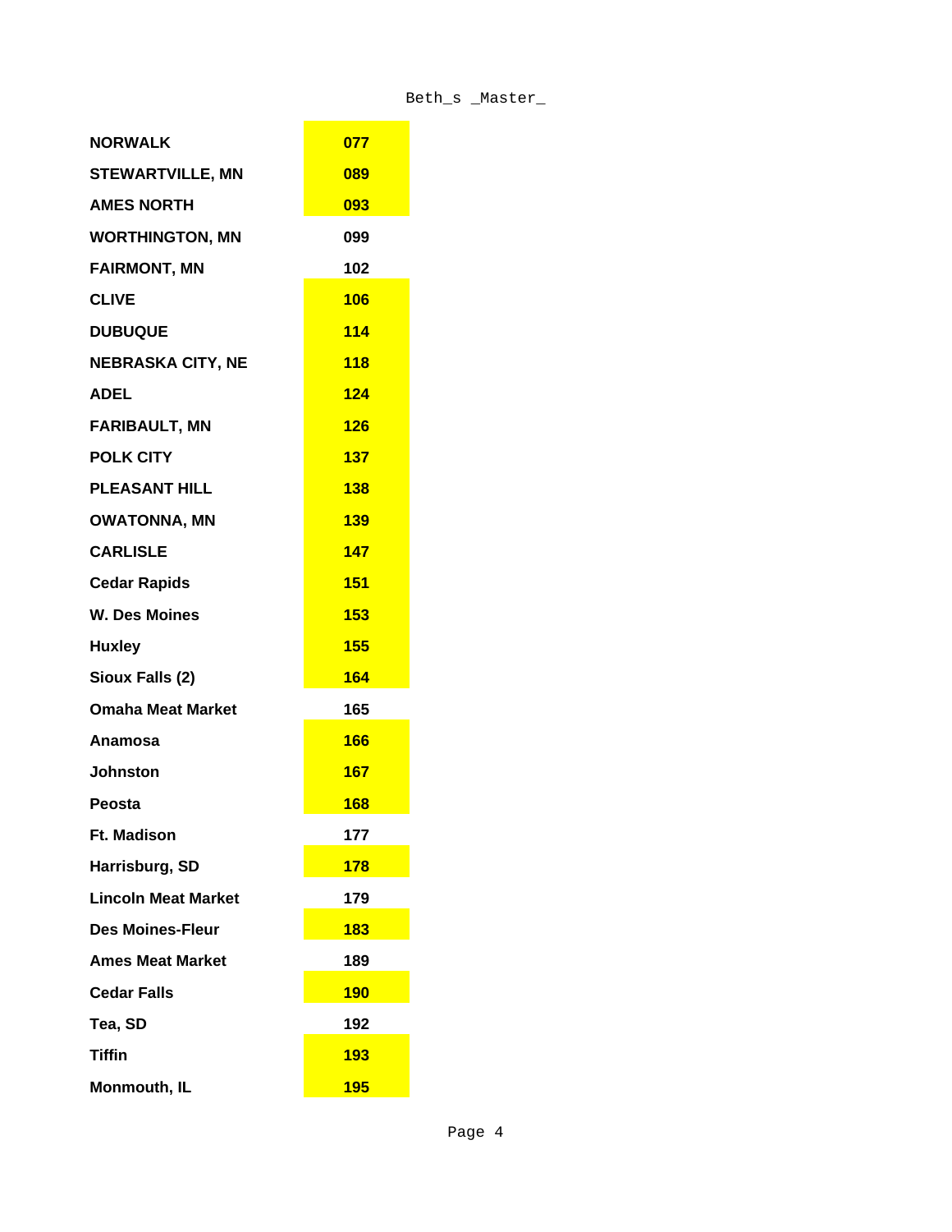| | |
|---|---|
| **NORWALK** | **077** |
| **STEWARTVILLE, MN** | **089** |
| **AMES NORTH** | **093** |
| **WORTHINGTON, MN** | **099** |
| **FAIRMONT, MN** | **102** |
| **CLIVE** | **106** |
| **DUBUQUE** | **114** |
| **NEBRASKA CITY, NE** | **118** |
| **ADEL** | **124** |
| **FARIBAULT, MN** | **126** |
| **POLK CITY** | **137** |
| **PLEASANT HILL** | **138** |
| **OWATONNA, MN** | **139** |
| **CARLISLE** | **147** |
| **Cedar Rapids** | **151** |
| **W. Des Moines** | **153** |
| **Huxley** | **155** |
| **Sioux Falls (2)** | **164** |
| **Omaha Meat Market** | **165** |
| **Anamosa** | **166** |
| **Johnston** | **167** |
| **Peosta** | **168** |
| **Ft. Madison** | **177** |
| **Harrisburg, SD** | **178** |
| **Lincoln Meat Market** | **179** |
| **Des Moines-Fleur** | **183** |
| **Ames Meat Market** | **189** |
| **Cedar Falls** | **190** |
| **Tea, SD** | **192** |
| **Tiffin** | **193** |
| **Monmouth, IL** | **195** |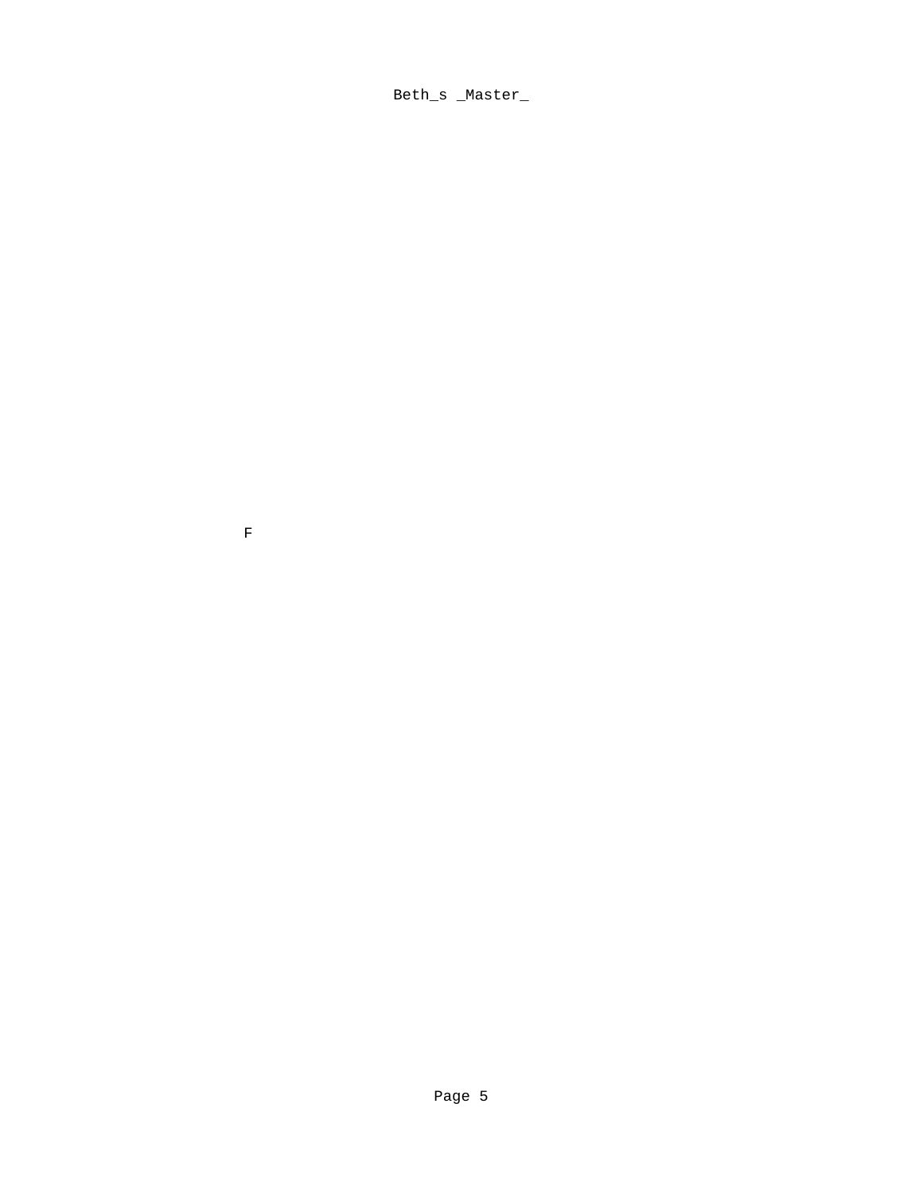F